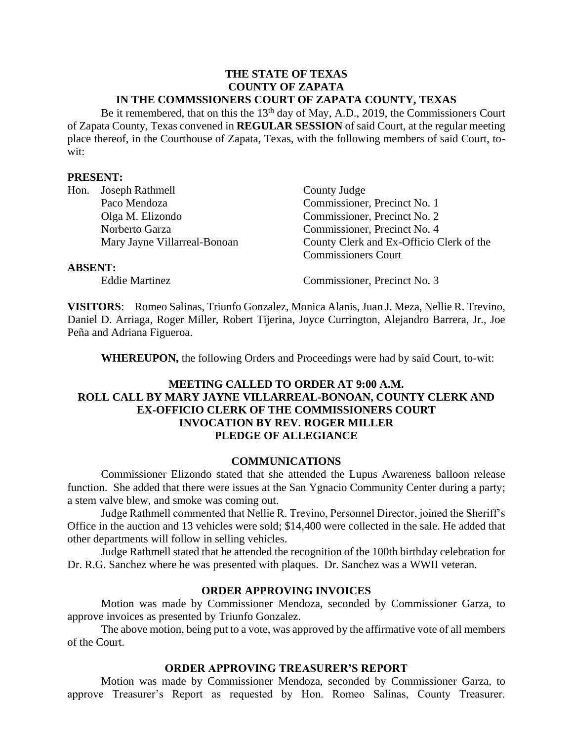**THE STATE OF TEXAS**
**COUNTY OF ZAPATA**
**IN THE COMMSSIONERS COURT OF ZAPATA COUNTY, TEXAS**

Be it remembered, that on this the 13th day of May, A.D., 2019, the Commissioners Court of Zapata County, Texas convened in **REGULAR SESSION** of said Court, at the regular meeting place thereof, in the Courthouse of Zapata, Texas, with the following members of said Court, to-wit:

**PRESENT:**

| | |
|---|---|
| Hon. Joseph Rathmell | County Judge |
| Paco Mendoza | Commissioner, Precinct No. 1 |
| Olga M. Elizondo | Commissioner, Precinct No. 2 |
| Norberto Garza | Commissioner, Precinct No. 4 |
| Mary Jayne Villarreal-Bonoan | County Clerk and Ex-Officio Clerk of the Commissioners Court |

**ABSENT:**

| | |
|---|---|
| Eddie Martinez | Commissioner, Precinct No. 3 |

**VISITORS**: Romeo Salinas, Triunfo Gonzalez, Monica Alanis, Juan J. Meza, Nellie R. Trevino, Daniel D. Arriaga, Roger Miller, Robert Tijerina, Joyce Currington, Alejandro Barrera, Jr., Joe Peña and Adriana Figueroa.

**WHEREUPON,** the following Orders and Proceedings were had by said Court, to-wit:

**MEETING CALLED TO ORDER AT 9:00 A.M.**
**ROLL CALL BY MARY JAYNE VILLARREAL-BONOAN, COUNTY CLERK AND EX-OFFICIO CLERK OF THE COMMISSIONERS COURT**
**INVOCATION BY REV. ROGER MILLER**
**PLEDGE OF ALLEGIANCE**

**COMMUNICATIONS**

Commissioner Elizondo stated that she attended the Lupus Awareness balloon release function. She added that there were issues at the San Ygnacio Community Center during a party; a stem valve blew, and smoke was coming out.

Judge Rathmell commented that Nellie R. Trevino, Personnel Director, joined the Sheriff's Office in the auction and 13 vehicles were sold; $14,400 were collected in the sale. He added that other departments will follow in selling vehicles.

Judge Rathmell stated that he attended the recognition of the 100th birthday celebration for Dr. R.G. Sanchez where he was presented with plaques. Dr. Sanchez was a WWII veteran.

**ORDER APPROVING INVOICES**

Motion was made by Commissioner Mendoza, seconded by Commissioner Garza, to approve invoices as presented by Triunfo Gonzalez.

The above motion, being put to a vote, was approved by the affirmative vote of all members of the Court.

**ORDER APPROVING TREASURER'S REPORT**

Motion was made by Commissioner Mendoza, seconded by Commissioner Garza, to approve Treasurer's Report as requested by Hon. Romeo Salinas, County Treasurer.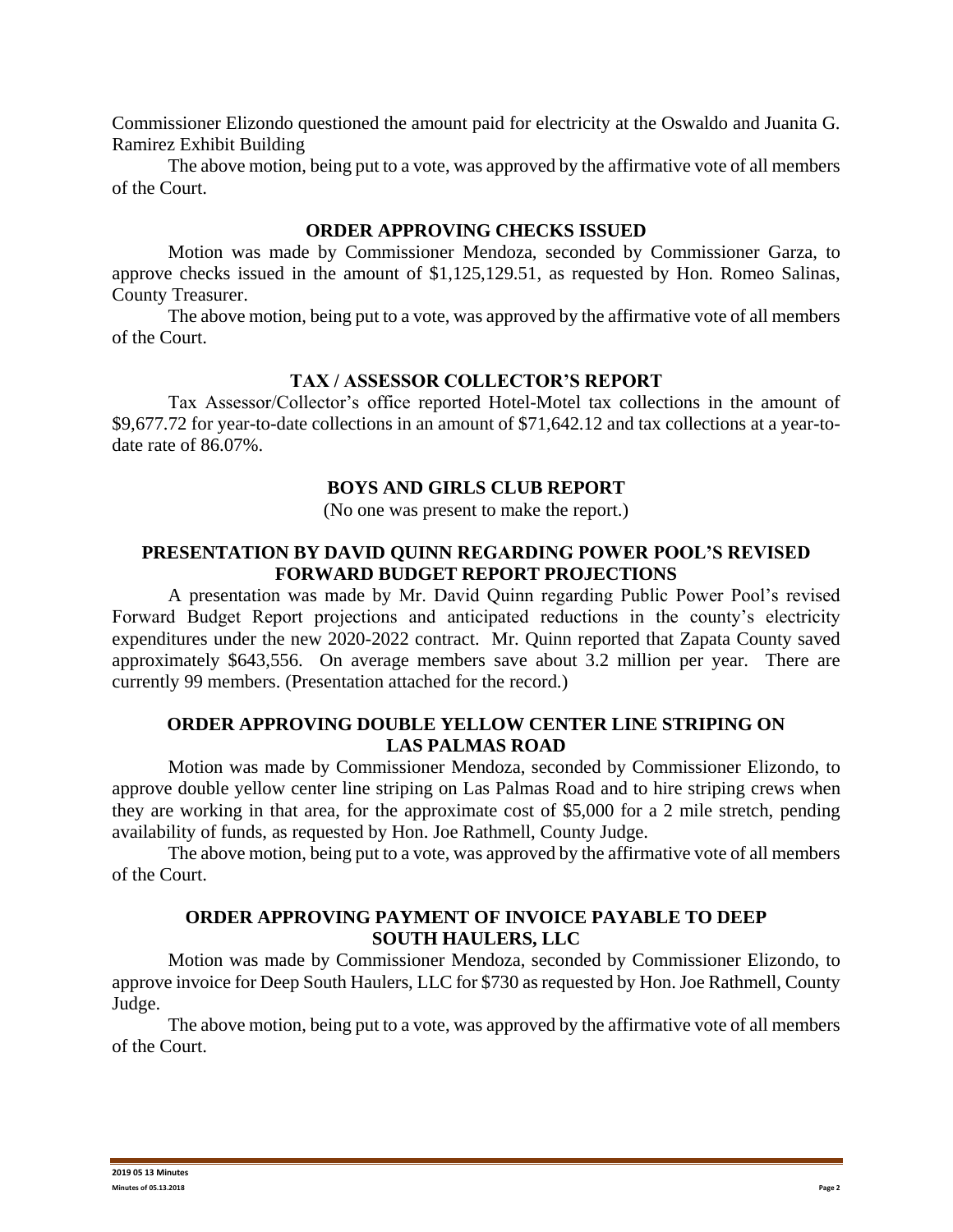Commissioner Elizondo questioned the amount paid for electricity at the Oswaldo and Juanita G. Ramirez Exhibit Building

The above motion, being put to a vote, was approved by the affirmative vote of all members of the Court.

## ORDER APPROVING CHECKS ISSUED

Motion was made by Commissioner Mendoza, seconded by Commissioner Garza, to approve checks issued in the amount of $1,125,129.51, as requested by Hon. Romeo Salinas, County Treasurer.

The above motion, being put to a vote, was approved by the affirmative vote of all members of the Court.

## TAX / ASSESSOR COLLECTOR'S REPORT

Tax Assessor/Collector's office reported Hotel-Motel tax collections in the amount of $9,677.72 for year-to-date collections in an amount of $71,642.12 and tax collections at a year-to-date rate of 86.07%.

## BOYS AND GIRLS CLUB REPORT

(No one was present to make the report.)

## PRESENTATION BY DAVID QUINN REGARDING POWER POOL'S REVISED FORWARD BUDGET REPORT PROJECTIONS

A presentation was made by Mr. David Quinn regarding Public Power Pool's revised Forward Budget Report projections and anticipated reductions in the county's electricity expenditures under the new 2020-2022 contract. Mr. Quinn reported that Zapata County saved approximately $643,556. On average members save about 3.2 million per year. There are currently 99 members. (Presentation attached for the record.)

## ORDER APPROVING DOUBLE YELLOW CENTER LINE STRIPING ON LAS PALMAS ROAD

Motion was made by Commissioner Mendoza, seconded by Commissioner Elizondo, to approve double yellow center line striping on Las Palmas Road and to hire striping crews when they are working in that area, for the approximate cost of $5,000 for a 2 mile stretch, pending availability of funds, as requested by Hon. Joe Rathmell, County Judge.

The above motion, being put to a vote, was approved by the affirmative vote of all members of the Court.

## ORDER APPROVING PAYMENT OF INVOICE PAYABLE TO DEEP SOUTH HAULERS, LLC

Motion was made by Commissioner Mendoza, seconded by Commissioner Elizondo, to approve invoice for Deep South Haulers, LLC for $730 as requested by Hon. Joe Rathmell, County Judge.

The above motion, being put to a vote, was approved by the affirmative vote of all members of the Court.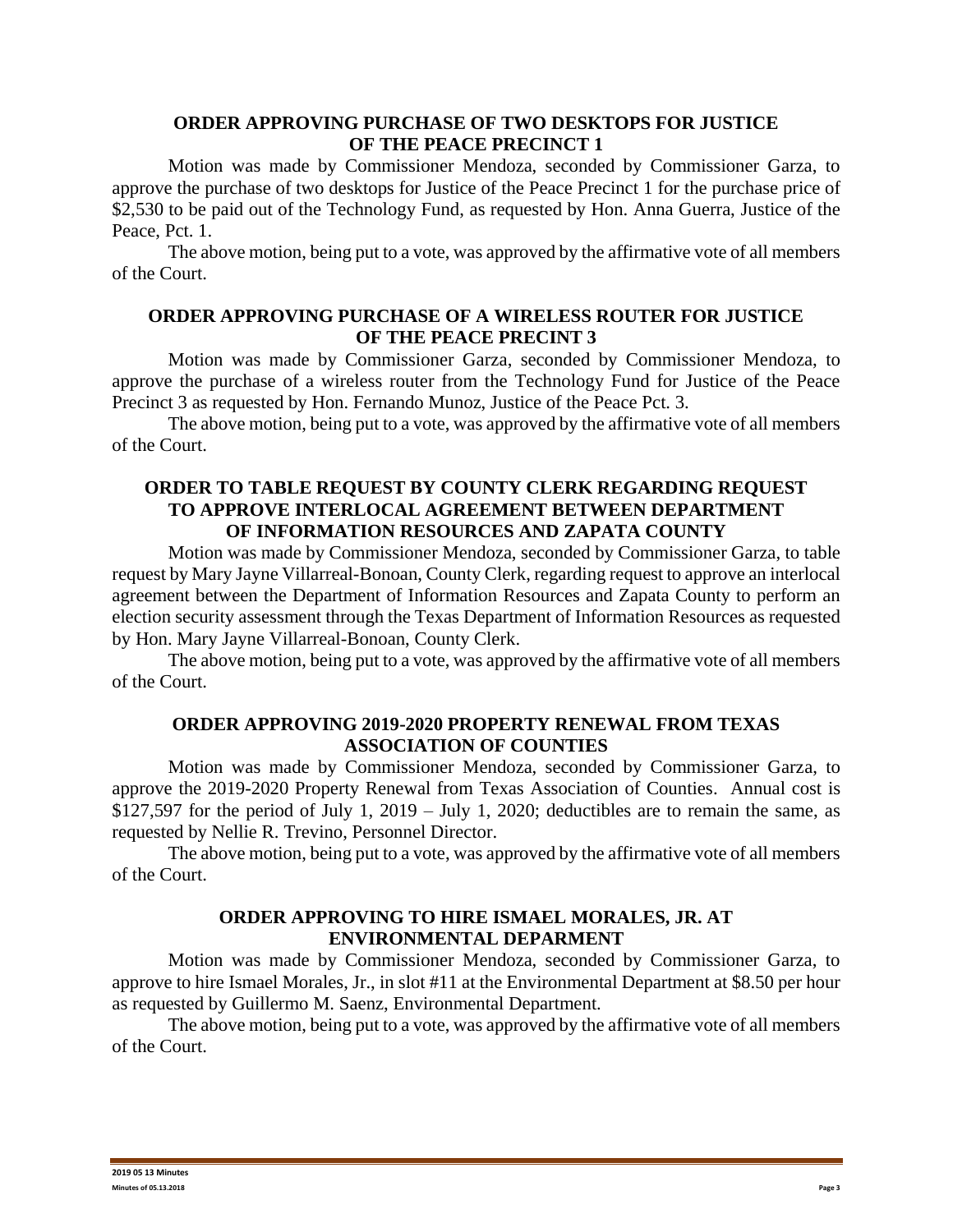## ORDER APPROVING PURCHASE OF TWO DESKTOPS FOR JUSTICE OF THE PEACE PRECINCT 1

Motion was made by Commissioner Mendoza, seconded by Commissioner Garza, to approve the purchase of two desktops for Justice of the Peace Precinct 1 for the purchase price of $2,530 to be paid out of the Technology Fund, as requested by Hon. Anna Guerra, Justice of the Peace, Pct. 1.

The above motion, being put to a vote, was approved by the affirmative vote of all members of the Court.

## ORDER APPROVING PURCHASE OF A WIRELESS ROUTER FOR JUSTICE OF THE PEACE PRECINT 3

Motion was made by Commissioner Garza, seconded by Commissioner Mendoza, to approve the purchase of a wireless router from the Technology Fund for Justice of the Peace Precinct 3 as requested by Hon. Fernando Munoz, Justice of the Peace Pct. 3.

The above motion, being put to a vote, was approved by the affirmative vote of all members of the Court.

## ORDER TO TABLE REQUEST BY COUNTY CLERK REGARDING REQUEST TO APPROVE INTERLOCAL AGREEMENT BETWEEN DEPARTMENT OF INFORMATION RESOURCES AND ZAPATA COUNTY

Motion was made by Commissioner Mendoza, seconded by Commissioner Garza, to table request by Mary Jayne Villarreal-Bonoan, County Clerk, regarding request to approve an interlocal agreement between the Department of Information Resources and Zapata County to perform an election security assessment through the Texas Department of Information Resources as requested by Hon. Mary Jayne Villarreal-Bonoan, County Clerk.

The above motion, being put to a vote, was approved by the affirmative vote of all members of the Court.

## ORDER APPROVING 2019-2020 PROPERTY RENEWAL FROM TEXAS ASSOCIATION OF COUNTIES

Motion was made by Commissioner Mendoza, seconded by Commissioner Garza, to approve the 2019-2020 Property Renewal from Texas Association of Counties. Annual cost is $127,597 for the period of July 1, 2019 – July 1, 2020; deductibles are to remain the same, as requested by Nellie R. Trevino, Personnel Director.

The above motion, being put to a vote, was approved by the affirmative vote of all members of the Court.

## ORDER APPROVING TO HIRE ISMAEL MORALES, JR. AT ENVIRONMENTAL DEPARMENT

Motion was made by Commissioner Mendoza, seconded by Commissioner Garza, to approve to hire Ismael Morales, Jr., in slot #11 at the Environmental Department at $8.50 per hour as requested by Guillermo M. Saenz, Environmental Department.

The above motion, being put to a vote, was approved by the affirmative vote of all members of the Court.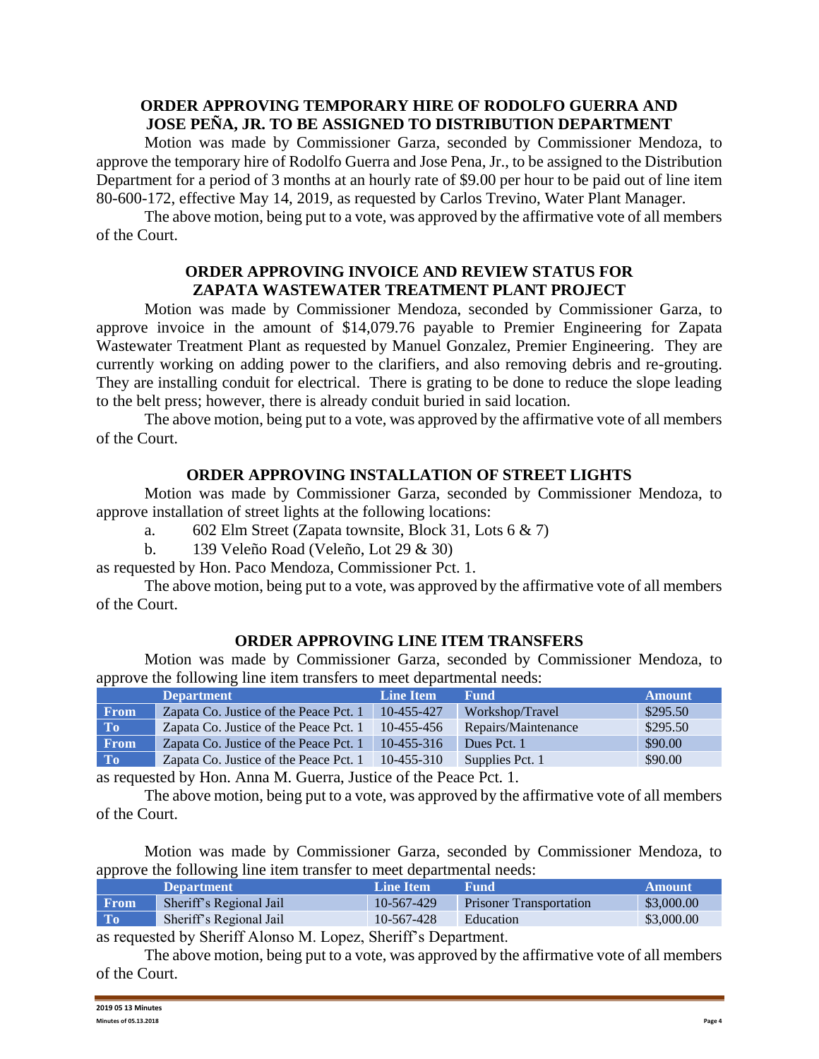### ORDER APPROVING TEMPORARY HIRE OF RODOLFO GUERRA AND JOSE PEÑA, JR. TO BE ASSIGNED TO DISTRIBUTION DEPARTMENT

Motion was made by Commissioner Garza, seconded by Commissioner Mendoza, to approve the temporary hire of Rodolfo Guerra and Jose Pena, Jr., to be assigned to the Distribution Department for a period of 3 months at an hourly rate of $9.00 per hour to be paid out of line item 80-600-172, effective May 14, 2019, as requested by Carlos Trevino, Water Plant Manager.

The above motion, being put to a vote, was approved by the affirmative vote of all members of the Court.

### ORDER APPROVING INVOICE AND REVIEW STATUS FOR ZAPATA WASTEWATER TREATMENT PLANT PROJECT

Motion was made by Commissioner Mendoza, seconded by Commissioner Garza, to approve invoice in the amount of $14,079.76 payable to Premier Engineering for Zapata Wastewater Treatment Plant as requested by Manuel Gonzalez, Premier Engineering. They are currently working on adding power to the clarifiers, and also removing debris and re-grouting. They are installing conduit for electrical. There is grating to be done to reduce the slope leading to the belt press; however, there is already conduit buried in said location.

The above motion, being put to a vote, was approved by the affirmative vote of all members of the Court.

### ORDER APPROVING INSTALLATION OF STREET LIGHTS

Motion was made by Commissioner Garza, seconded by Commissioner Mendoza, to approve installation of street lights at the following locations:

a. 602 Elm Street (Zapata townsite, Block 31, Lots 6 & 7)

b. 139 Veleño Road (Veleño, Lot 29 & 30)

as requested by Hon. Paco Mendoza, Commissioner Pct. 1.

The above motion, being put to a vote, was approved by the affirmative vote of all members of the Court.

### ORDER APPROVING LINE ITEM TRANSFERS

Motion was made by Commissioner Garza, seconded by Commissioner Mendoza, to approve the following line item transfers to meet departmental needs:

| | Department | Line Item | Fund | Amount |
|---|---|---|---|---|
| From | Zapata Co. Justice of the Peace Pct. 1 | 10-455-427 | Workshop/Travel | $295.50 |
| To | Zapata Co. Justice of the Peace Pct. 1 | 10-455-456 | Repairs/Maintenance | $295.50 |
| From | Zapata Co. Justice of the Peace Pct. 1 | 10-455-316 | Dues Pct. 1 | $90.00 |
| To | Zapata Co. Justice of the Peace Pct. 1 | 10-455-310 | Supplies Pct. 1 | $90.00 |

as requested by Hon. Anna M. Guerra, Justice of the Peace Pct. 1.

The above motion, being put to a vote, was approved by the affirmative vote of all members of the Court.

Motion was made by Commissioner Garza, seconded by Commissioner Mendoza, to approve the following line item transfer to meet departmental needs:

| | Department | Line Item | Fund | Amount |
|---|---|---|---|---|
| From | Sheriff's Regional Jail | 10-567-429 | Prisoner Transportation | $3,000.00 |
| To | Sheriff's Regional Jail | 10-567-428 | Education | $3,000.00 |

as requested by Sheriff Alonso M. Lopez, Sheriff's Department.

The above motion, being put to a vote, was approved by the affirmative vote of all members of the Court.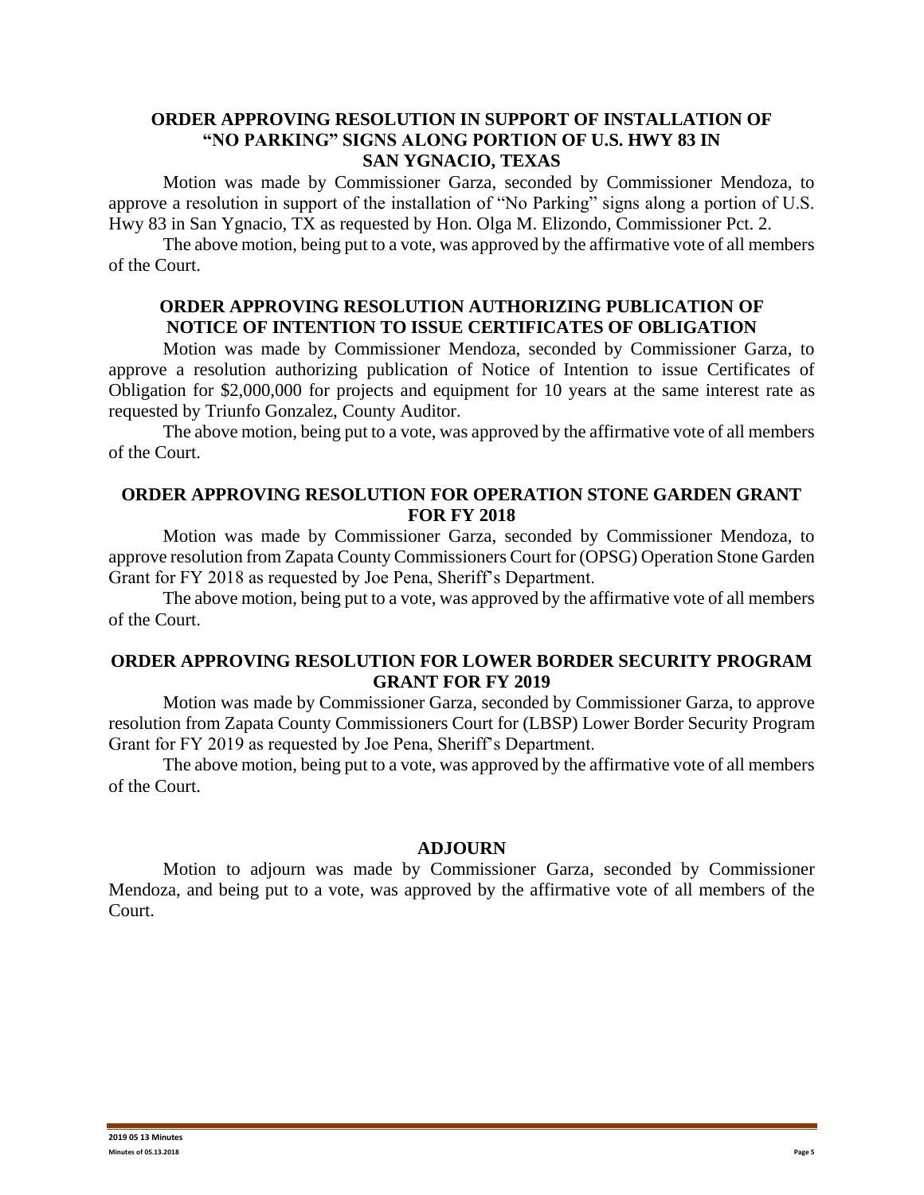### ORDER APPROVING RESOLUTION IN SUPPORT OF INSTALLATION OF "NO PARKING" SIGNS ALONG PORTION OF U.S. HWY 83 IN SAN YGNACIO, TEXAS

Motion was made by Commissioner Garza, seconded by Commissioner Mendoza, to approve a resolution in support of the installation of "No Parking" signs along a portion of U.S. Hwy 83 in San Ygnacio, TX as requested by Hon. Olga M. Elizondo, Commissioner Pct. 2.

The above motion, being put to a vote, was approved by the affirmative vote of all members of the Court.

### ORDER APPROVING RESOLUTION AUTHORIZING PUBLICATION OF NOTICE OF INTENTION TO ISSUE CERTIFICATES OF OBLIGATION

Motion was made by Commissioner Mendoza, seconded by Commissioner Garza, to approve a resolution authorizing publication of Notice of Intention to issue Certificates of Obligation for $2,000,000 for projects and equipment for 10 years at the same interest rate as requested by Triunfo Gonzalez, County Auditor.

The above motion, being put to a vote, was approved by the affirmative vote of all members of the Court.

### ORDER APPROVING RESOLUTION FOR OPERATION STONE GARDEN GRANT FOR FY 2018

Motion was made by Commissioner Garza, seconded by Commissioner Mendoza, to approve resolution from Zapata County Commissioners Court for (OPSG) Operation Stone Garden Grant for FY 2018 as requested by Joe Pena, Sheriff's Department.

The above motion, being put to a vote, was approved by the affirmative vote of all members of the Court.

### ORDER APPROVING RESOLUTION FOR LOWER BORDER SECURITY PROGRAM GRANT FOR FY 2019

Motion was made by Commissioner Garza, seconded by Commissioner Garza, to approve resolution from Zapata County Commissioners Court for (LBSP) Lower Border Security Program Grant for FY 2019 as requested by Joe Pena, Sheriff's Department.

The above motion, being put to a vote, was approved by the affirmative vote of all members of the Court.

### ADJOURN

Motion to adjourn was made by Commissioner Garza, seconded by Commissioner Mendoza, and being put to a vote, was approved by the affirmative vote of all members of the Court.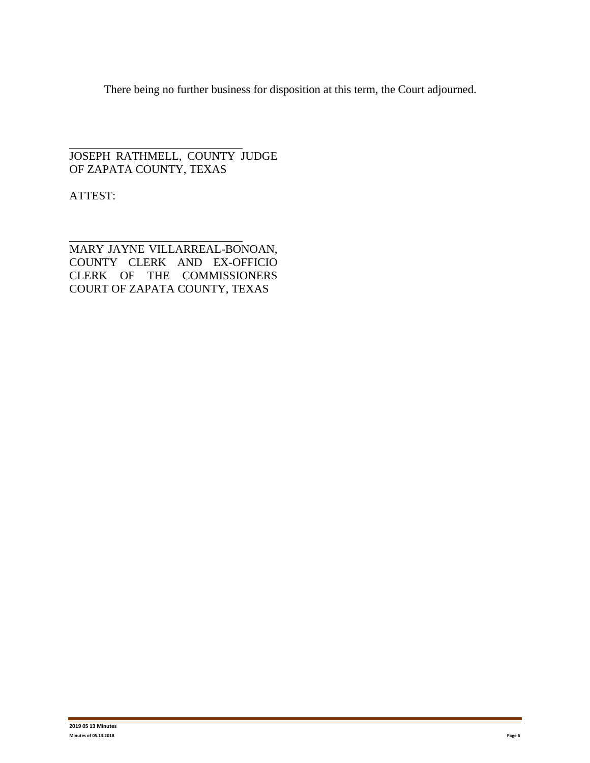There being no further business for disposition at this term, the Court adjourned.

\_\_\_\_\_\_\_\_\_\_\_\_\_\_\_\_\_\_\_\_\_\_\_\_\_\_\_\_\_\_

JOSEPH RATHMELL, COUNTY JUDGE OF ZAPATA COUNTY, TEXAS

ATTEST:

\_\_\_\_\_\_\_\_\_\_\_\_\_\_\_\_\_\_\_\_\_\_\_\_\_\_\_\_\_\_

MARY JAYNE VILLARREAL-BONOAN, COUNTY CLERK AND EX-OFFICIO CLERK OF THE COMMISSIONERS COURT OF ZAPATA COUNTY, TEXAS